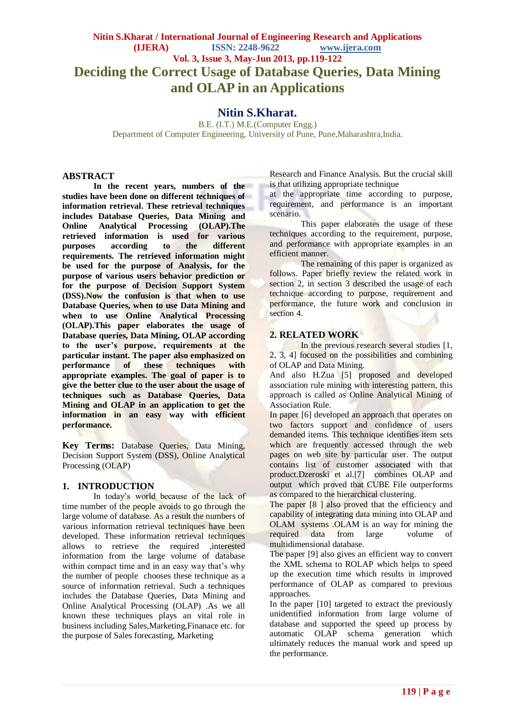# Deciding the Correct Usage of Database Queries, Data Mining and OLAP in an Applications

## Nitin S.Kharat.

B.E. (I.T.) M.E.(Computer Engg.)
Department of Computer Engineering, University of Pune, Pune,Maharashtra,India.

## ABSTRACT

**In the recent years, numbers of the studies have been done on different techniques of information retrieval. These retrieval techniques includes Database Queries, Data Mining and Online Analytical Processing (OLAP).The retrieved information is used for various purposes according to the different requirements. The retrieved information might be used for the purpose of Analysis, for the purpose of various users behavior prediction or for the purpose of Decision Support System (DSS).Now the confusion is that when to use Database Queries, when to use Data Mining and when to use Online Analytical Processing (OLAP).This paper elaborates the usage of Database queries, Data Mining, OLAP according to the user's purpose, requirements at the particular instant. The paper also emphasized on performance of these techniques with appropriate examples. The goal of paper is to give the better clue to the user about the usage of techniques such as Database Queries, Data Mining and OLAP in an application to get the information in an easy way with efficient performance.**

**Key Terms:** Database Queries, Data Mining, Decision Support System (DSS), Online Analytical Processing (OLAP)

## 1. INTRODUCTION

In today's world because of the lack of time number of the people avoids to go through the large volume of database. As a result the numbers of various information retrieval techniques have been developed. These information retrieval techniques allows to retrieve the required ,interested information from the large volume of database within compact time and in an easy way that's why the number of people chooses these technique as a source of information retrieval. Such a techniques includes the Database Queries, Data Mining and Online Analytical Processing (OLAP) .As we all known these techniques plays an vital role in business including Sales,Marketing,Finanace etc. for the purpose of Sales forecasting, Marketing Research and Finance Analysis. But the crucial skill is that utilizing appropriate technique
at the appropriate time according to purpose, requirement, and performance is an important scenario.

This paper elaborates the usage of these techniques according to the requirement, purpose, and performance with appropriate examples in an efficient manner.

The remaining of this paper is organized as follows. Paper briefly review the related work in section 2, in section 3 described the usage of each technique according to purpose, requirement and performance, the future work and conclusion in section 4.

## 2. RELATED WORK

In the previous research several studies [1, 2, 3, 4] focused on the possibilities and combining of OLAP and Data Mining.

And also H.Zua [5] proposed and developed association rule mining with interesting pattern, this approach is called as Online Analytical Mining of Association Rule.

In paper [6] developed an approach that operates on two factors support and confidence of users demanded items. This technique identifies item sets which are frequently accessed through the web pages on web site by particular user. The output contains list of customer associated with that product.Dzeroski et al.[7] combines OLAP and output which proved that CUBE File outperforms as compared to the hierarchical clustering.

The paper [8 ] also proved that the efficiency and capability of integrating data mining into OLAP and OLAM systems .OLAM is an way for mining the required data from large volume of multidimensional database.

The paper [9] also gives an efficient way to convert the XML schema to ROLAP which helps to speed up the execution time which results in improved performance of OLAP as compared to previous approaches.

In the paper [10] targeted to extract the previously unidentified information from large volume of database and supported the speed up process by automatic OLAP schema generation which ultimately reduces the manual work and speed up the performance.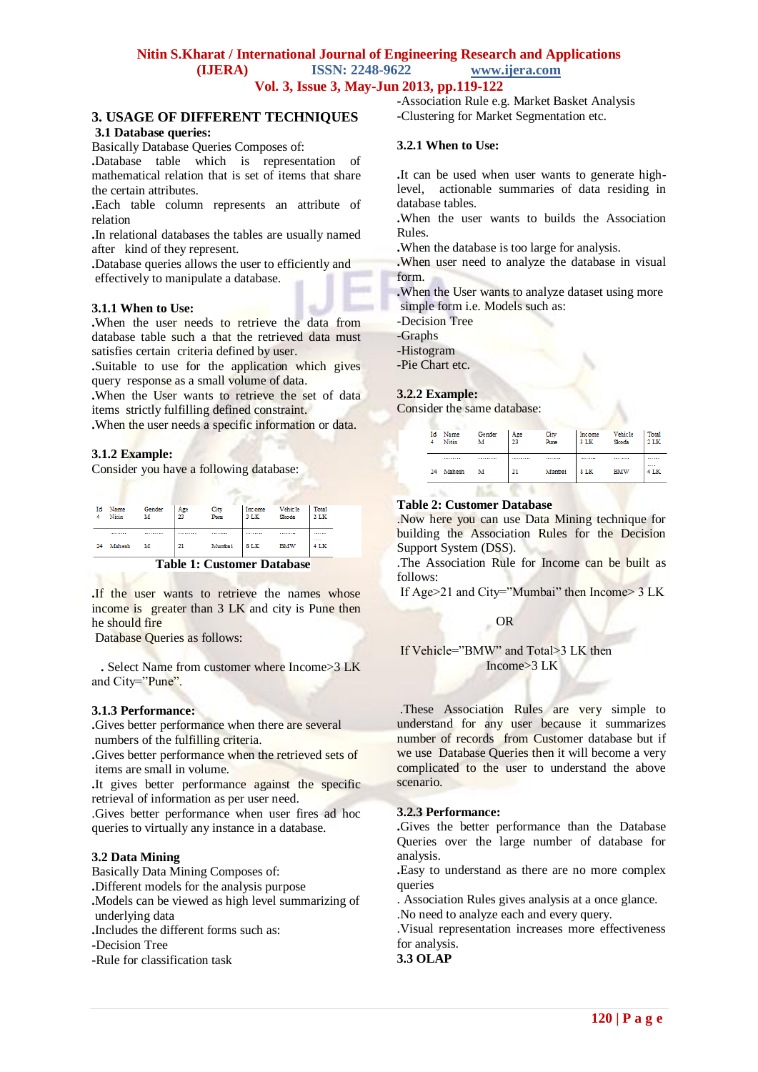## 3. USAGE OF DIFFERENT TECHNIQUES

### 3.1 Database queries:

Basically Database Queries Composes of:

.Database table which is representation of mathematical relation that is set of items that share the certain attributes.

.Each table column represents an attribute of relation

.In relational databases the tables are usually named after kind of they represent.

.Database queries allows the user to efficiently and effectively to manipulate a database.

#### 3.1.1 When to Use:

.When the user needs to retrieve the data from database table such a that the retrieved data must satisfies certain criteria defined by user.

.Suitable to use for the application which gives query response as a small volume of data.

.When the User wants to retrieve the set of data items strictly fulfilling defined constraint.

.When the user needs a specific information or data.

#### 3.1.2 Example:

Consider you have a following database:

| Id | Name | Gender | Age | City | Income | Vehicle | Total |
|---|---|---|---|---|---|---|---|
| 4 | Nitin | M | 23 | Pune | 3 LK | Skoda | 2 LK |
| ........ | ........ | ........ | ........ | ........ | ........ | ........ | ........ |
| 24 | Mahesh | M | 21 | Mumbai | 8 LK | BMW | 4 LK |

**Table 1: Customer Database**

.If the user wants to retrieve the names whose income is greater than 3 LK and city is Pune then he should fire Database Queries as follows:

. Select Name from customer where Income>3 LK and City="Pune".

#### 3.1.3 Performance:

.Gives better performance when there are several numbers of the fulfilling criteria.

.Gives better performance when the retrieved sets of items are small in volume.

.It gives better performance against the specific retrieval of information as per user need.

.Gives better performance when user fires ad hoc queries to virtually any instance in a database.

### 3.2 Data Mining

Basically Data Mining Composes of:

.Different models for the analysis purpose

.Models can be viewed as high level summarizing of underlying data

.Includes the different forms such as:

-Decision Tree

-Rule for classification task

-Association Rule e.g. Market Basket Analysis

-Clustering for Market Segmentation etc.

#### 3.2.1 When to Use:

.It can be used when user wants to generate high-level, actionable summaries of data residing in database tables.

.When the user wants to builds the Association Rules.

.When the database is too large for analysis.

.When user need to analyze the database in visual form.

.When the User wants to analyze dataset using more simple form i.e. Models such as:

-Decision Tree

-Graphs

-Histogram

-Pie Chart etc.

#### 3.2.2 Example:

Consider the same database:

| Id | Name | Gender | Age | City | Income | Vehicle | Total |
|---|---|---|---|---|---|---|---|
| 4 | Nitin | M | 23 | Pune | 3 LK | Skoda | 2 LK |
| ........ | ........ | ........ | ........ | ........ | ........ | ........ | ........ |
| 24 | Mahesh | M | 21 | Mumbai | 8 LK | BMW | 4 LK |

**Table 2: Customer Database**

.Now here you can use Data Mining technique for building the Association Rules for the Decision Support System (DSS).

.The Association Rule for Income can be built as follows:

If Age>21 and City="Mumbai" then Income> 3 LK

OR

If Vehicle="BMW" and Total>3 LK then Income>3 LK

.These Association Rules are very simple to understand for any user because it summarizes number of records from Customer database but if we use Database Queries then it will become a very complicated to the user to understand the above scenario.

#### 3.2.3 Performance:

.Gives the better performance than the Database Queries over the large number of database for analysis.

.Easy to understand as there are no more complex queries

. Association Rules gives analysis at a once glance.

.No need to analyze each and every query.

.Visual representation increases more effectiveness for analysis.

### 3.3 OLAP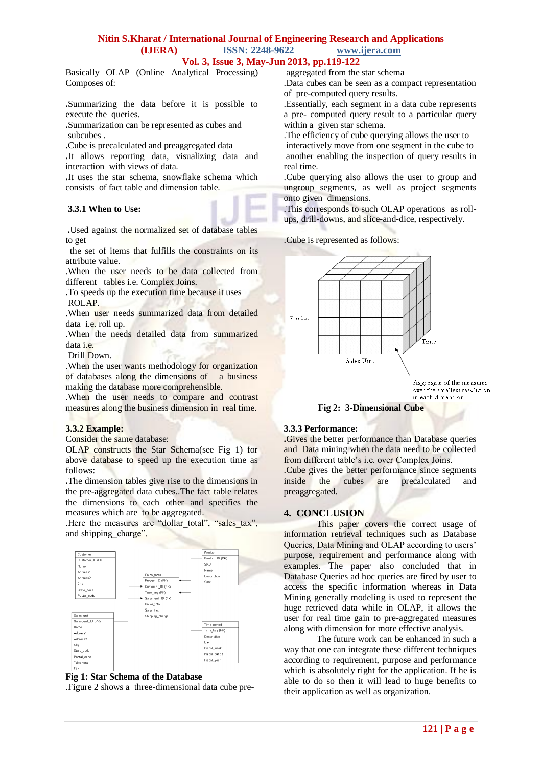Basically OLAP (Online Analytical Processing) Composes of:

.Summarizing the data before it is possible to execute the queries.
.Summarization can be represented as cubes and subcubes .
.Cube is precalculated and preaggregated data
.It allows reporting data, visualizing data and interaction with views of data.
.It uses the star schema, snowflake schema which consists of fact table and dimension table.

### 3.3.1 When to Use:

.Used against the normalized set of database tables to get the set of items that fulfills the constraints on its attribute value.
.When the user needs to be data collected from different tables i.e. Complex Joins.
.To speeds up the execution time because it uses ROLAP.
.When user needs summarized data from detailed data i.e. roll up.
.When the needs detailed data from summarized data i.e. Drill Down.
.When the user wants methodology for organization of databases along the dimensions of a business making the database more comprehensible.
.When the user needs to compare and contrast measures along the business dimension in real time.

### 3.3.2 Example:

Consider the same database:
OLAP constructs the Star Schema(see Fig 1) for above database to speed up the execution time as follows:
.The dimension tables give rise to the dimensions in the pre-aggregated data cubes..The fact table relates the dimensions to each other and specifies the measures which are to be aggregated.
.Here the measures are "dollar_total", "sales_tax", and shipping_charge".

**Fig 1: Star Schema of the Database**

.Figure 2 shows a three-dimensional data cube pre-aggregated from the star schema
.Data cubes can be seen as a compact representation of pre-computed query results.
.Essentially, each segment in a data cube represents a pre- computed query result to a particular query within a given star schema.
.The efficiency of cube querying allows the user to interactively move from one segment in the cube to another enabling the inspection of query results in real time.
.Cube querying also allows the user to group and ungroup segments, as well as project segments onto given dimensions.
.This corresponds to such OLAP operations as roll-ups, drill-downs, and slice-and-dice, respectively.

.Cube is represented as follows:

**Fig 2: 3-Dimensional Cube**

### 3.3.3 Performance:

.Gives the better performance than Database queries and Data mining when the data need to be collected from different table's i.e. over Complex Joins.
.Cube gives the better performance since segments inside the cubes are precalculated and preaggregated.

## 4. CONCLUSION

This paper covers the correct usage of information retrieval techniques such as Database Queries, Data Mining and OLAP according to users' purpose, requirement and performance along with examples. The paper also concluded that in Database Queries ad hoc queries are fired by user to access the specific information whereas in Data Mining generally modeling is used to represent the huge retrieved data while in OLAP, it allows the user for real time gain to pre-aggregated measures along with dimension for more effective analysis.

The future work can be enhanced in such a way that one can integrate these different techniques according to requirement, purpose and performance which is absolutely right for the application. If he is able to do so then it will lead to huge benefits to their application as well as organization.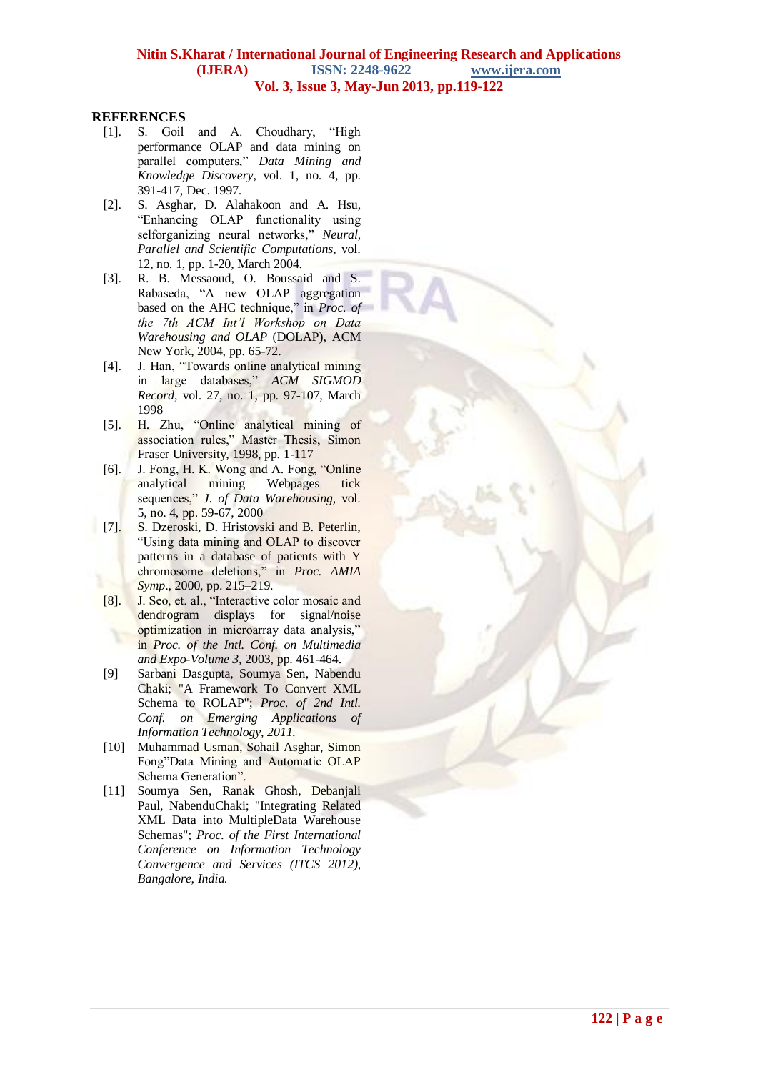## REFERENCES

[1]. S. Goil and A. Choudhary, "High performance OLAP and data mining on parallel computers," *Data Mining and Knowledge Discovery*, vol. 1, no. 4, pp. 391-417, Dec. 1997.

[2]. S. Asghar, D. Alahakoon and A. Hsu, "Enhancing OLAP functionality using selforganizing neural networks," *Neural, Parallel and Scientific Computations*, vol. 12, no. 1, pp. 1-20, March 2004.

[3]. R. B. Messaoud, O. Boussaid and S. Rabaseda, "A new OLAP aggregation based on the AHC technique," in *Proc. of the 7th ACM Int'l Workshop on Data Warehousing and OLAP* (DOLAP), ACM New York, 2004, pp. 65-72.

[4]. J. Han, "Towards online analytical mining in large databases," *ACM SIGMOD Record*, vol. 27, no. 1, pp. 97-107, March 1998

[5]. H. Zhu, "Online analytical mining of association rules," Master Thesis, Simon Fraser University, 1998, pp. 1-117

[6]. J. Fong, H. K. Wong and A. Fong, "Online analytical mining Webpages tick sequences," *J. of Data Warehousing*, vol. 5, no. 4, pp. 59-67, 2000

[7]. S. Dzeroski, D. Hristovski and B. Peterlin, "Using data mining and OLAP to discover patterns in a database of patients with Y chromosome deletions," in *Proc. AMIA Symp.*, 2000, pp. 215–219.

[8]. J. Seo, et. al., "Interactive color mosaic and dendrogram displays for signal/noise optimization in microarray data analysis," in *Proc. of the Intl. Conf. on Multimedia and Expo-Volume 3*, 2003, pp. 461-464.

[9] Sarbani Dasgupta, Soumya Sen, Nabendu Chaki; "A Framework To Convert XML Schema to ROLAP"; *Proc. of 2nd Intl. Conf. on Emerging Applications of Information Technology, 2011.*

[10] Muhammad Usman, Sohail Asghar, Simon Fong"Data Mining and Automatic OLAP Schema Generation".

[11] Soumya Sen, Ranak Ghosh, Debanjali Paul, NabenduChaki; "Integrating Related XML Data into MultipleData Warehouse Schemas"; *Proc. of the First International Conference on Information Technology Convergence and Services (ITCS 2012), Bangalore, India.*